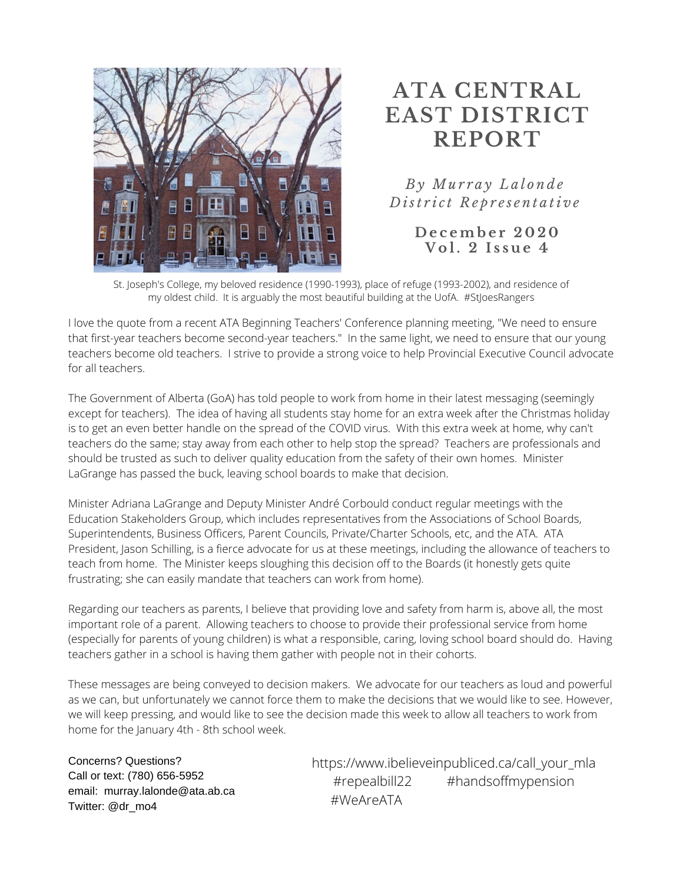# ATA CENTRAL EAST DISTRICT REPORT

*By Murray Lalonde*
*District Representative*

**December 2020**
**Vol. 2 Issue 4**

St. Joseph's College, my beloved residence (1990-1993), place of refuge (1993-2002), and residence of my oldest child. It is arguably the most beautiful building at the UofA. #StJoesRangers

I love the quote from a recent ATA Beginning Teachers' Conference planning meeting, "We need to ensure that first-year teachers become second-year teachers." In the same light, we need to ensure that our young teachers become old teachers. I strive to provide a strong voice to help Provincial Executive Council advocate for all teachers.

The Government of Alberta (GoA) has told people to work from home in their latest messaging (seemingly except for teachers). The idea of having all students stay home for an extra week after the Christmas holiday is to get an even better handle on the spread of the COVID virus. With this extra week at home, why can't teachers do the same; stay away from each other to help stop the spread? Teachers are professionals and should be trusted as such to deliver quality education from the safety of their own homes. Minister LaGrange has passed the buck, leaving school boards to make that decision.

Minister Adriana LaGrange and Deputy Minister André Corbould conduct regular meetings with the Education Stakeholders Group, which includes representatives from the Associations of School Boards, Superintendents, Business Officers, Parent Councils, Private/Charter Schools, etc, and the ATA. ATA President, Jason Schilling, is a fierce advocate for us at these meetings, including the allowance of teachers to teach from home. The Minister keeps sloughing this decision off to the Boards (it honestly gets quite frustrating; she can easily mandate that teachers can work from home).

Regarding our teachers as parents, I believe that providing love and safety from harm is, above all, the most important role of a parent. Allowing teachers to choose to provide their professional service from home (especially for parents of young children) is what a responsible, caring, loving school board should do. Having teachers gather in a school is having them gather with people not in their cohorts.

These messages are being conveyed to decision makers. We advocate for our teachers as loud and powerful as we can, but unfortunately we cannot force them to make the decisions that we would like to see. However, we will keep pressing, and would like to see the decision made this week to allow all teachers to work from home for the January 4th - 8th school week.

Concerns? Questions?
Call or text: (780) 656-5952
email: murray.lalonde@ata.ab.ca
Twitter: @dr_mo4

https://www.ibelieveinpubliced.ca/call_your_mla
#repealbill22 #handsoffmypension
#WeAreATA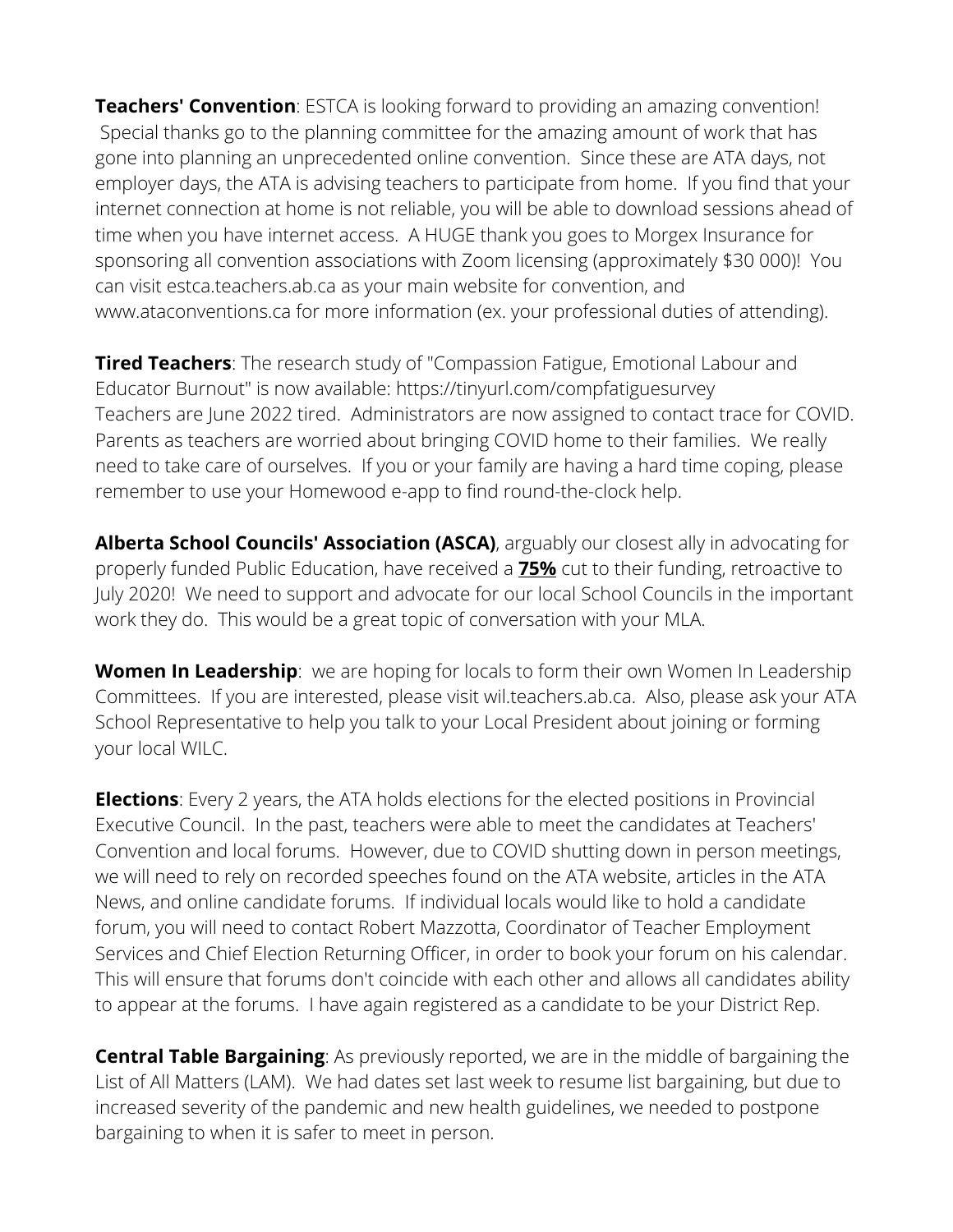**Teachers' Convention**: ESTCA is looking forward to providing an amazing convention! Special thanks go to the planning committee for the amazing amount of work that has gone into planning an unprecedented online convention. Since these are ATA days, not employer days, the ATA is advising teachers to participate from home. If you find that your internet connection at home is not reliable, you will be able to download sessions ahead of time when you have internet access. A HUGE thank you goes to Morgex Insurance for sponsoring all convention associations with Zoom licensing (approximately $30 000)! You can visit estca.teachers.ab.ca as your main website for convention, and www.ataconventions.ca for more information (ex. your professional duties of attending).

**Tired Teachers**: The research study of "Compassion Fatigue, Emotional Labour and Educator Burnout" is now available: https://tinyurl.com/compfatiguesurvey
Teachers are June 2022 tired. Administrators are now assigned to contact trace for COVID. Parents as teachers are worried about bringing COVID home to their families. We really need to take care of ourselves. If you or your family are having a hard time coping, please remember to use your Homewood e-app to find round-the-clock help.

**Alberta School Councils' Association (ASCA)**, arguably our closest ally in advocating for properly funded Public Education, have received a **75%** cut to their funding, retroactive to July 2020! We need to support and advocate for our local School Councils in the important work they do. This would be a great topic of conversation with your MLA.

**Women In Leadership**: we are hoping for locals to form their own Women In Leadership Committees. If you are interested, please visit wil.teachers.ab.ca. Also, please ask your ATA School Representative to help you talk to your Local President about joining or forming your local WILC.

**Elections**: Every 2 years, the ATA holds elections for the elected positions in Provincial Executive Council. In the past, teachers were able to meet the candidates at Teachers' Convention and local forums. However, due to COVID shutting down in person meetings, we will need to rely on recorded speeches found on the ATA website, articles in the ATA News, and online candidate forums. If individual locals would like to hold a candidate forum, you will need to contact Robert Mazzotta, Coordinator of Teacher Employment Services and Chief Election Returning Officer, in order to book your forum on his calendar. This will ensure that forums don't coincide with each other and allows all candidates ability to appear at the forums. I have again registered as a candidate to be your District Rep.

**Central Table Bargaining**: As previously reported, we are in the middle of bargaining the List of All Matters (LAM). We had dates set last week to resume list bargaining, but due to increased severity of the pandemic and new health guidelines, we needed to postpone bargaining to when it is safer to meet in person.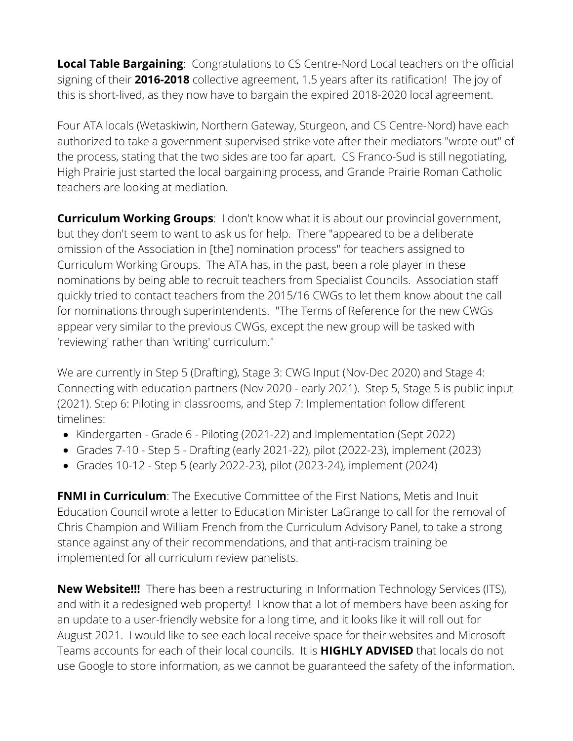**Local Table Bargaining**: Congratulations to CS Centre-Nord Local teachers on the official signing of their **2016-2018** collective agreement, 1.5 years after its ratification! The joy of this is short-lived, as they now have to bargain the expired 2018-2020 local agreement.

Four ATA locals (Wetaskiwin, Northern Gateway, Sturgeon, and CS Centre-Nord) have each authorized to take a government supervised strike vote after their mediators "wrote out" of the process, stating that the two sides are too far apart. CS Franco-Sud is still negotiating, High Prairie just started the local bargaining process, and Grande Prairie Roman Catholic teachers are looking at mediation.

**Curriculum Working Groups**: I don't know what it is about our provincial government, but they don't seem to want to ask us for help. There "appeared to be a deliberate omission of the Association in [the] nomination process" for teachers assigned to Curriculum Working Groups. The ATA has, in the past, been a role player in these nominations by being able to recruit teachers from Specialist Councils. Association staff quickly tried to contact teachers from the 2015/16 CWGs to let them know about the call for nominations through superintendents. "The Terms of Reference for the new CWGs appear very similar to the previous CWGs, except the new group will be tasked with 'reviewing' rather than 'writing' curriculum."

We are currently in Step 5 (Drafting), Stage 3: CWG Input (Nov-Dec 2020) and Stage 4: Connecting with education partners (Nov 2020 - early 2021). Step 5, Stage 5 is public input (2021). Step 6: Piloting in classrooms, and Step 7: Implementation follow different timelines:

- Kindergarten - Grade 6 - Piloting (2021-22) and Implementation (Sept 2022)
- Grades 7-10 - Step 5 - Drafting (early 2021-22), pilot (2022-23), implement (2023)
- Grades 10-12 - Step 5 (early 2022-23), pilot (2023-24), implement (2024)

**FNMI in Curriculum**: The Executive Committee of the First Nations, Metis and Inuit Education Council wrote a letter to Education Minister LaGrange to call for the removal of Chris Champion and William French from the Curriculum Advisory Panel, to take a strong stance against any of their recommendations, and that anti-racism training be implemented for all curriculum review panelists.

**New Website!!!** There has been a restructuring in Information Technology Services (ITS), and with it a redesigned web property! I know that a lot of members have been asking for an update to a user-friendly website for a long time, and it looks like it will roll out for August 2021. I would like to see each local receive space for their websites and Microsoft Teams accounts for each of their local councils. It is **HIGHLY ADVISED** that locals do not use Google to store information, as we cannot be guaranteed the safety of the information.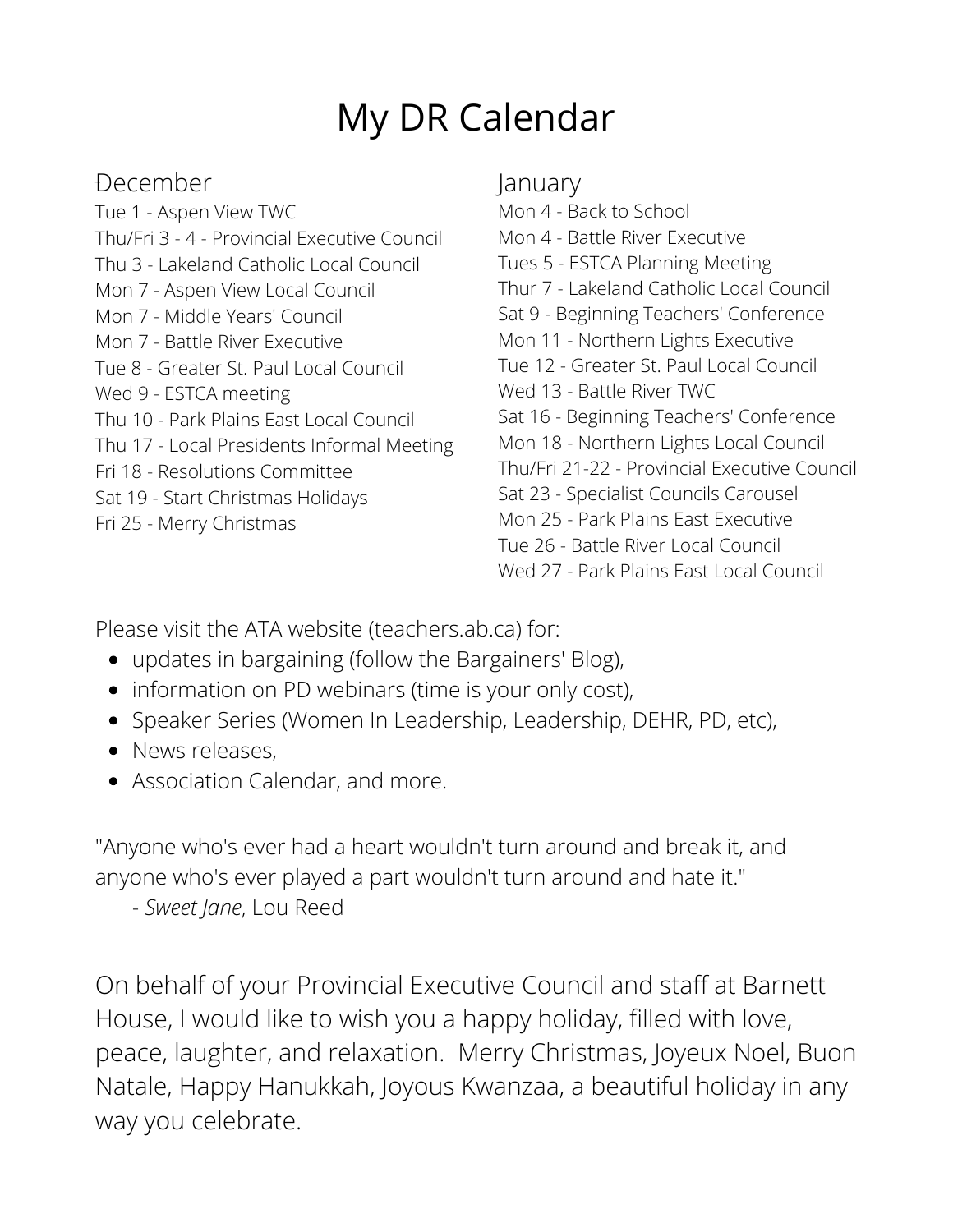# My DR Calendar

## December

Tue 1 - Aspen View TWC
Thu/Fri 3 - 4 - Provincial Executive Council
Thu 3 - Lakeland Catholic Local Council
Mon 7 - Aspen View Local Council
Mon 7 - Middle Years' Council
Mon 7 - Battle River Executive
Tue 8 - Greater St. Paul Local Council
Wed 9 - ESTCA meeting
Thu 10 - Park Plains East Local Council
Thu 17 - Local Presidents Informal Meeting
Fri 18 - Resolutions Committee
Sat 19 - Start Christmas Holidays
Fri 25 - Merry Christmas

## January

Mon 4 - Back to School
Mon 4 - Battle River Executive
Tues 5 - ESTCA Planning Meeting
Thur 7 - Lakeland Catholic Local Council
Sat 9 - Beginning Teachers' Conference
Mon 11 - Northern Lights Executive
Tue 12 - Greater St. Paul Local Council
Wed 13 - Battle River TWC
Sat 16 - Beginning Teachers' Conference
Mon 18 - Northern Lights Local Council
Thu/Fri 21-22 - Provincial Executive Council
Sat 23 - Specialist Councils Carousel
Mon 25 - Park Plains East Executive
Tue 26 - Battle River Local Council
Wed 27 - Park Plains East Local Council

Please visit the ATA website (teachers.ab.ca) for:

- updates in bargaining (follow the Bargainers' Blog),
- information on PD webinars (time is your only cost),
- Speaker Series (Women In Leadership, Leadership, DEHR, PD, etc),
- News releases,
- Association Calendar, and more.

"Anyone who's ever had a heart wouldn't turn around and break it, and anyone who's ever played a part wouldn't turn around and hate it."
- *Sweet Jane*, Lou Reed

On behalf of your Provincial Executive Council and staff at Barnett House, I would like to wish you a happy holiday, filled with love, peace, laughter, and relaxation. Merry Christmas, Joyeux Noel, Buon Natale, Happy Hanukkah, Joyous Kwanzaa, a beautiful holiday in any way you celebrate.